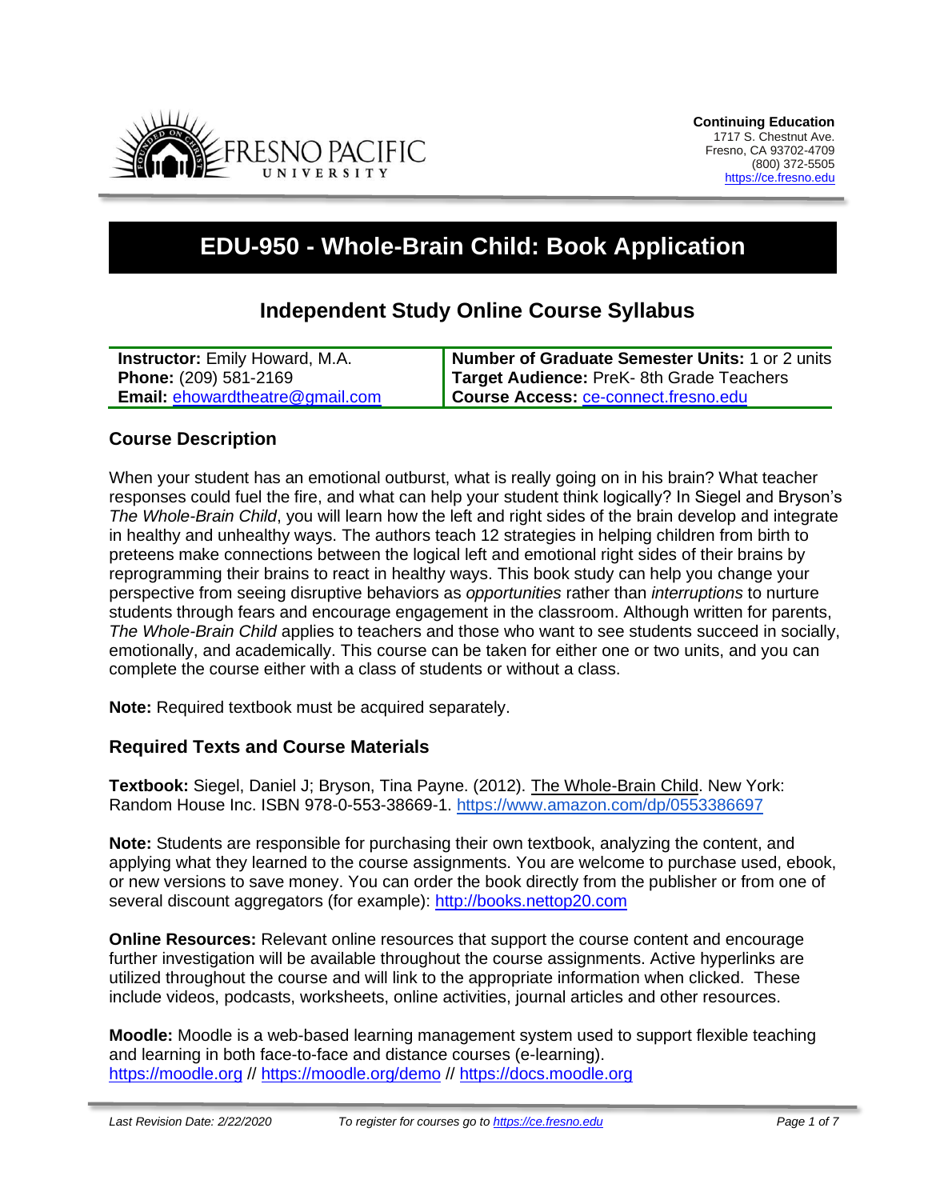**Continuing Education**
1717 S. Chestnut Ave.
Fresno, CA 93702-4709
(800) 372-5505
https://ce.fresno.edu

# EDU-950 - Whole-Brain Child: Book Application

## Independent Study Online Course Syllabus

| | |
|---|---|
| **Instructor:** Emily Howard, M.A.<br>**Phone:** (209) 581-2169<br>**Email:** ehowardtheatre@gmail.com | **Number of Graduate Semester Units:** 1 or 2 units<br>**Target Audience:** PreK- 8th Grade Teachers<br>**Course Access:** ce-connect.fresno.edu |

### Course Description

When your student has an emotional outburst, what is really going on in his brain? What teacher responses could fuel the fire, and what can help your student think logically? In Siegel and Bryson's *The Whole-Brain Child*, you will learn how the left and right sides of the brain develop and integrate in healthy and unhealthy ways. The authors teach 12 strategies in helping children from birth to preteens make connections between the logical left and emotional right sides of their brains by reprogramming their brains to react in healthy ways. This book study can help you change your perspective from seeing disruptive behaviors as *opportunities* rather than *interruptions* to nurture students through fears and encourage engagement in the classroom. Although written for parents, *The Whole-Brain Child* applies to teachers and those who want to see students succeed in socially, emotionally, and academically. This course can be taken for either one or two units, and you can complete the course either with a class of students or without a class.

**Note:** Required textbook must be acquired separately.

### Required Texts and Course Materials

**Textbook:** Siegel, Daniel J; Bryson, Tina Payne. (2012). The Whole-Brain Child. New York: Random House Inc. ISBN 978-0-553-38669-1. https://www.amazon.com/dp/0553386697

**Note:** Students are responsible for purchasing their own textbook, analyzing the content, and applying what they learned to the course assignments. You are welcome to purchase used, ebook, or new versions to save money. You can order the book directly from the publisher or from one of several discount aggregators (for example): http://books.nettop20.com

**Online Resources:** Relevant online resources that support the course content and encourage further investigation will be available throughout the course assignments. Active hyperlinks are utilized throughout the course and will link to the appropriate information when clicked. These include videos, podcasts, worksheets, online activities, journal articles and other resources.

**Moodle:** Moodle is a web-based learning management system used to support flexible teaching and learning in both face-to-face and distance courses (e-learning).
https://moodle.org // https://moodle.org/demo // https://docs.moodle.org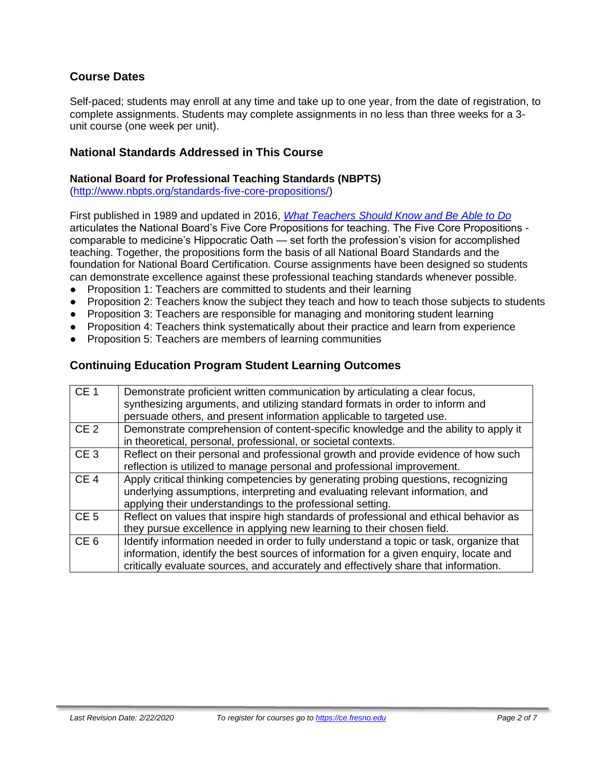## Course Dates

Self-paced; students may enroll at any time and take up to one year, from the date of registration, to complete assignments. Students may complete assignments in no less than three weeks for a 3-unit course (one week per unit).

## National Standards Addressed in This Course

### National Board for Professional Teaching Standards (NBPTS)

([http://www.nbpts.org/standards-five-core-propositions/](http://www.nbpts.org/standards-five-core-propositions/))

First published in 1989 and updated in 2016, *[What Teachers Should Know and Be Able to Do](http://www.nbpts.org/standards-five-core-propositions/)* articulates the National Board's Five Core Propositions for teaching. The Five Core Propositions - comparable to medicine's Hippocratic Oath — set forth the profession's vision for accomplished teaching. Together, the propositions form the basis of all National Board Standards and the foundation for National Board Certification. Course assignments have been designed so students can demonstrate excellence against these professional teaching standards whenever possible.

- Proposition 1: Teachers are committed to students and their learning
- Proposition 2: Teachers know the subject they teach and how to teach those subjects to students
- Proposition 3: Teachers are responsible for managing and monitoring student learning
- Proposition 4: Teachers think systematically about their practice and learn from experience
- Proposition 5: Teachers are members of learning communities

## Continuing Education Program Student Learning Outcomes

| | |
|---|---|
| CE 1 | Demonstrate proficient written communication by articulating a clear focus, synthesizing arguments, and utilizing standard formats in order to inform and persuade others, and present information applicable to targeted use. |
| CE 2 | Demonstrate comprehension of content-specific knowledge and the ability to apply it in theoretical, personal, professional, or societal contexts. |
| CE 3 | Reflect on their personal and professional growth and provide evidence of how such reflection is utilized to manage personal and professional improvement. |
| CE 4 | Apply critical thinking competencies by generating probing questions, recognizing underlying assumptions, interpreting and evaluating relevant information, and applying their understandings to the professional setting. |
| CE 5 | Reflect on values that inspire high standards of professional and ethical behavior as they pursue excellence in applying new learning to their chosen field. |
| CE 6 | Identify information needed in order to fully understand a topic or task, organize that information, identify the best sources of information for a given enquiry, locate and critically evaluate sources, and accurately and effectively share that information. |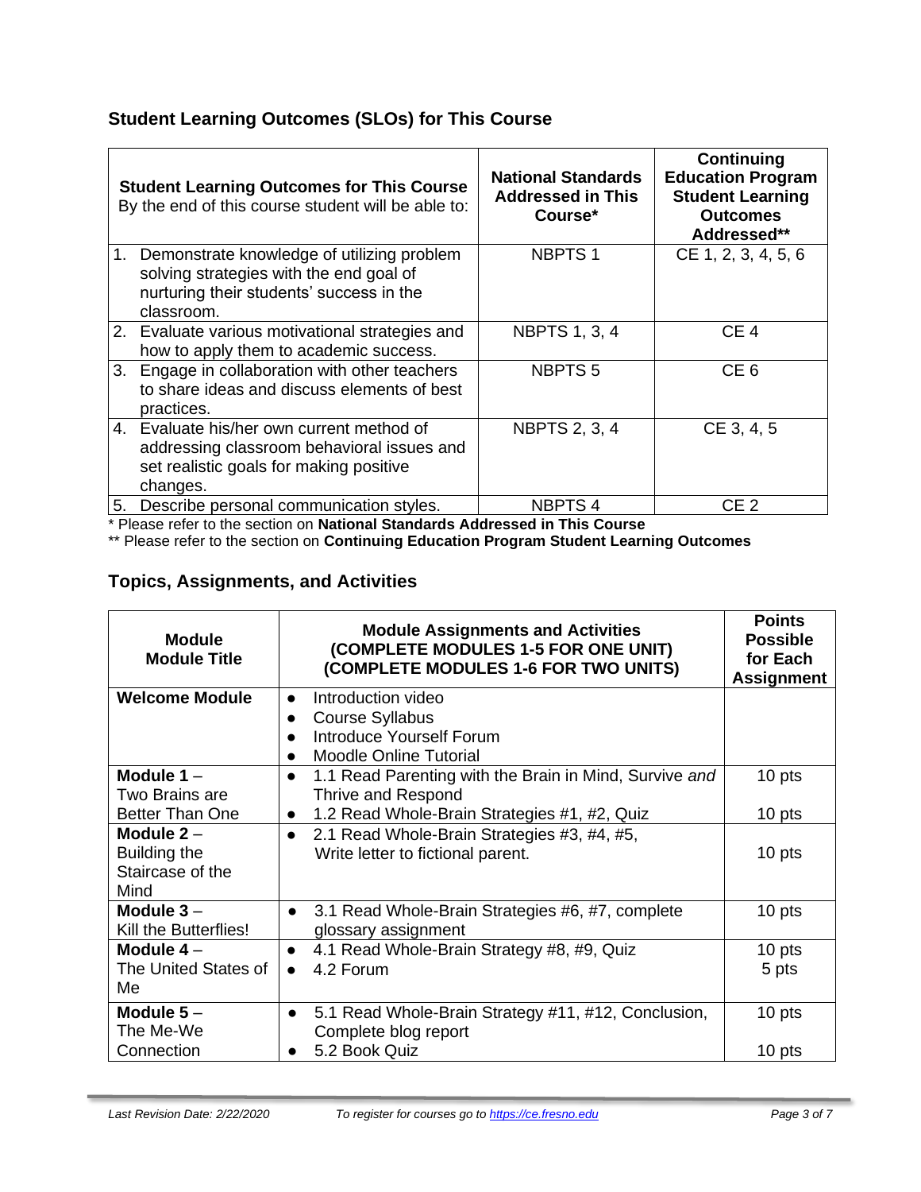## Student Learning Outcomes (SLOs) for This Course

| **Student Learning Outcomes for This Course** By the end of this course student will be able to: | **National Standards Addressed in This Course*** | **Continuing Education Program Student Learning Outcomes Addressed**** |
|---|---|---|
| 1. Demonstrate knowledge of utilizing problem solving strategies with the end goal of nurturing their students' success in the classroom. | NBPTS 1 | CE 1, 2, 3, 4, 5, 6 |
| 2. Evaluate various motivational strategies and how to apply them to academic success. | NBPTS 1, 3, 4 | CE 4 |
| 3. Engage in collaboration with other teachers to share ideas and discuss elements of best practices. | NBPTS 5 | CE 6 |
| 4. Evaluate his/her own current method of addressing classroom behavioral issues and set realistic goals for making positive changes. | NBPTS 2, 3, 4 | CE 3, 4, 5 |
| 5. Describe personal communication styles. | NBPTS 4 | CE 2 |

\* Please refer to the section on **National Standards Addressed in This Course**

\*\* Please refer to the section on **Continuing Education Program Student Learning Outcomes**

## Topics, Assignments, and Activities

| **Module Module Title** | **Module Assignments and Activities (COMPLETE MODULES 1-5 FOR ONE UNIT) (COMPLETE MODULES 1-6 FOR TWO UNITS)** | **Points Possible for Each Assignment** |
|---|---|---|
| **Welcome Module** | • Introduction video<br>• Course Syllabus<br>• Introduce Yourself Forum<br>• Moodle Online Tutorial | |
| **Module 1** – Two Brains are Better Than One | • 1.1 Read Parenting with the Brain in Mind, Survive *and* Thrive and Respond<br>• 1.2 Read Whole-Brain Strategies #1, #2, Quiz | 10 pts<br>10 pts |
| **Module 2** – Building the Staircase of the Mind | • 2.1 Read Whole-Brain Strategies #3, #4, #5, Write letter to fictional parent. | 10 pts |
| **Module 3** – Kill the Butterflies! | • 3.1 Read Whole-Brain Strategies #6, #7, complete glossary assignment | 10 pts |
| **Module 4** – The United States of Me | • 4.1 Read Whole-Brain Strategy #8, #9, Quiz<br>• 4.2 Forum | 10 pts<br>5 pts |
| **Module 5** – The Me-We Connection | • 5.1 Read Whole-Brain Strategy #11, #12, Conclusion, Complete blog report<br>• 5.2 Book Quiz | 10 pts<br>10 pts |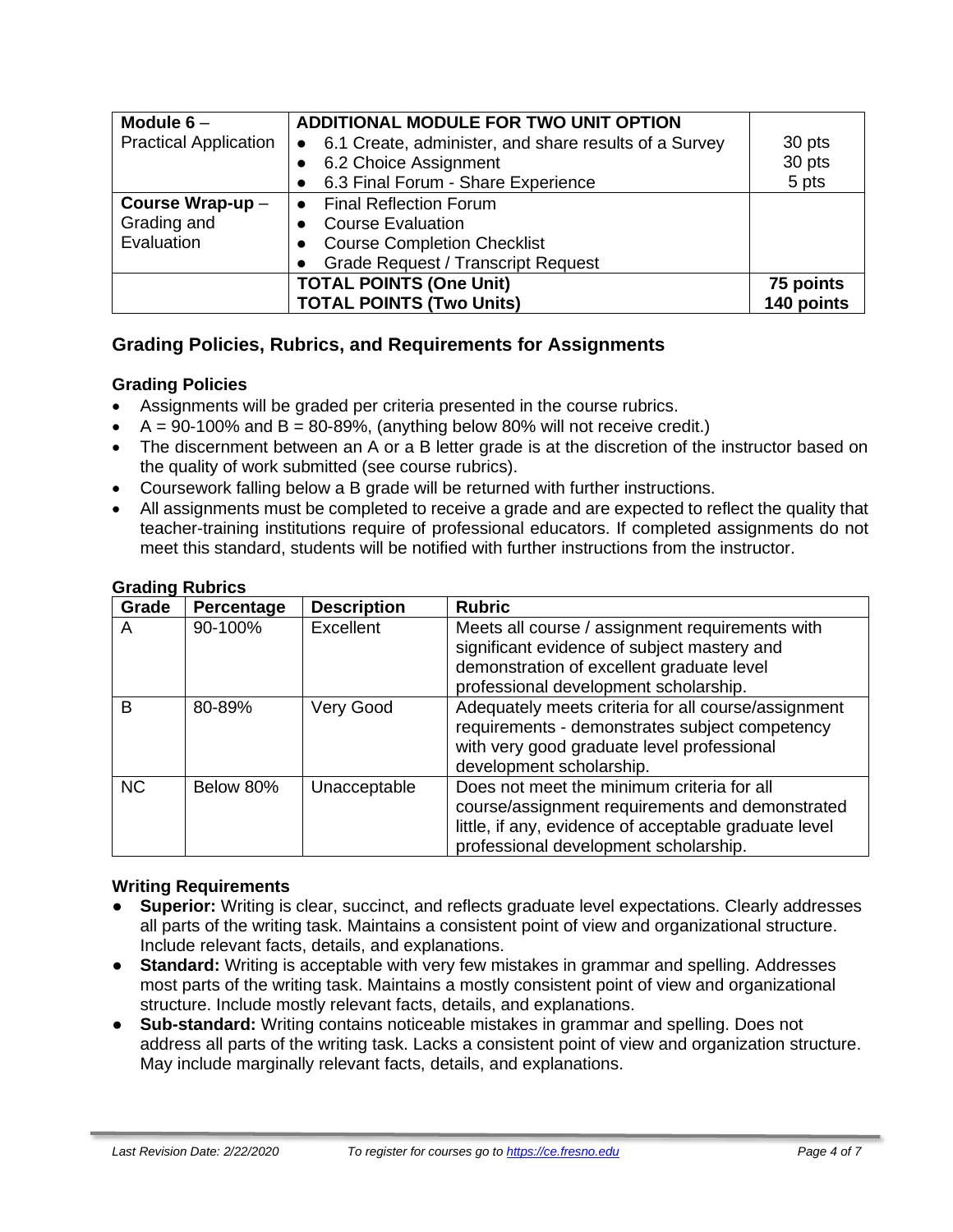| | | |
|---|---|---|
| **Module 6** – Practical Application | **ADDITIONAL MODULE FOR TWO UNIT OPTION**<br>• 6.1 Create, administer, and share results of a Survey<br>• 6.2 Choice Assignment<br>• 6.3 Final Forum - Share Experience | <br>30 pts<br>30 pts<br>5 pts |
| **Course Wrap-up** – Grading and Evaluation | • Final Reflection Forum<br>• Course Evaluation<br>• Course Completion Checklist<br>• Grade Request / Transcript Request | |
| | **TOTAL POINTS (One Unit)**<br>**TOTAL POINTS (Two Units)** | **75 points**<br>**140 points** |

## Grading Policies, Rubrics, and Requirements for Assignments

### Grading Policies

- Assignments will be graded per criteria presented in the course rubrics.
- A = 90-100% and B = 80-89%, (anything below 80% will not receive credit.)
- The discernment between an A or a B letter grade is at the discretion of the instructor based on the quality of work submitted (see course rubrics).
- Coursework falling below a B grade will be returned with further instructions.
- All assignments must be completed to receive a grade and are expected to reflect the quality that teacher-training institutions require of professional educators. If completed assignments do not meet this standard, students will be notified with further instructions from the instructor.

### Grading Rubrics

| Grade | Percentage | Description | Rubric |
|---|---|---|---|
| A | 90-100% | Excellent | Meets all course / assignment requirements with significant evidence of subject mastery and demonstration of excellent graduate level professional development scholarship. |
| B | 80-89% | Very Good | Adequately meets criteria for all course/assignment requirements - demonstrates subject competency with very good graduate level professional development scholarship. |
| NC | Below 80% | Unacceptable | Does not meet the minimum criteria for all course/assignment requirements and demonstrated little, if any, evidence of acceptable graduate level professional development scholarship. |

### Writing Requirements

- **Superior:** Writing is clear, succinct, and reflects graduate level expectations. Clearly addresses all parts of the writing task. Maintains a consistent point of view and organizational structure. Include relevant facts, details, and explanations.
- **Standard:** Writing is acceptable with very few mistakes in grammar and spelling. Addresses most parts of the writing task. Maintains a mostly consistent point of view and organizational structure. Include mostly relevant facts, details, and explanations.
- **Sub-standard:** Writing contains noticeable mistakes in grammar and spelling. Does not address all parts of the writing task. Lacks a consistent point of view and organization structure. May include marginally relevant facts, details, and explanations.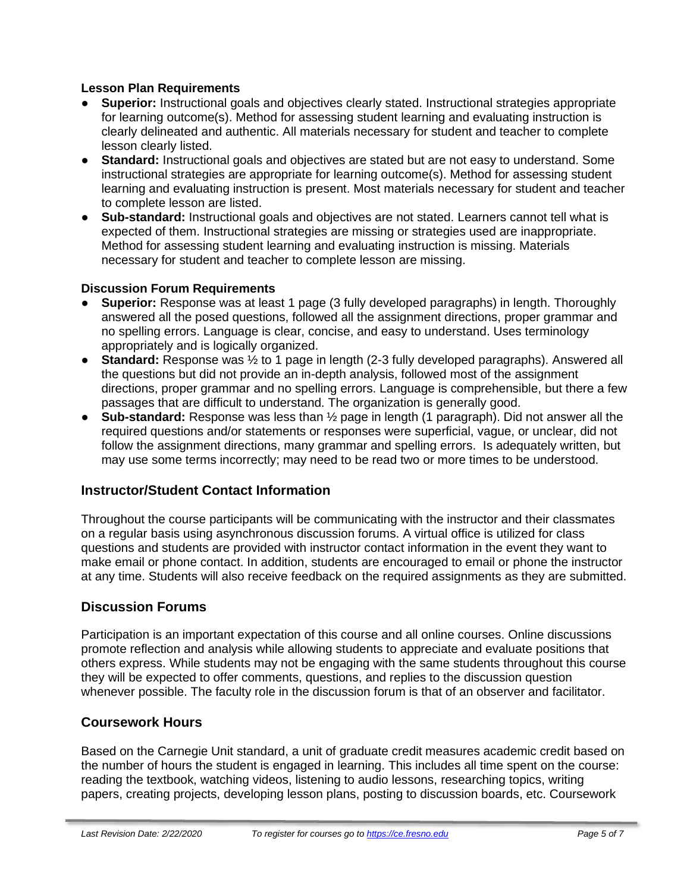#### Lesson Plan Requirements

- **Superior:** Instructional goals and objectives clearly stated. Instructional strategies appropriate for learning outcome(s). Method for assessing student learning and evaluating instruction is clearly delineated and authentic. All materials necessary for student and teacher to complete lesson clearly listed.
- **Standard:** Instructional goals and objectives are stated but are not easy to understand. Some instructional strategies are appropriate for learning outcome(s). Method for assessing student learning and evaluating instruction is present. Most materials necessary for student and teacher to complete lesson are listed.
- **Sub-standard:** Instructional goals and objectives are not stated. Learners cannot tell what is expected of them. Instructional strategies are missing or strategies used are inappropriate. Method for assessing student learning and evaluating instruction is missing. Materials necessary for student and teacher to complete lesson are missing.

#### Discussion Forum Requirements

- **Superior:** Response was at least 1 page (3 fully developed paragraphs) in length. Thoroughly answered all the posed questions, followed all the assignment directions, proper grammar and no spelling errors. Language is clear, concise, and easy to understand. Uses terminology appropriately and is logically organized.
- **Standard:** Response was ½ to 1 page in length (2-3 fully developed paragraphs). Answered all the questions but did not provide an in-depth analysis, followed most of the assignment directions, proper grammar and no spelling errors. Language is comprehensible, but there a few passages that are difficult to understand. The organization is generally good.
- **Sub-standard:** Response was less than ½ page in length (1 paragraph). Did not answer all the required questions and/or statements or responses were superficial, vague, or unclear, did not follow the assignment directions, many grammar and spelling errors. Is adequately written, but may use some terms incorrectly; may need to be read two or more times to be understood.

## Instructor/Student Contact Information

Throughout the course participants will be communicating with the instructor and their classmates on a regular basis using asynchronous discussion forums. A virtual office is utilized for class questions and students are provided with instructor contact information in the event they want to make email or phone contact. In addition, students are encouraged to email or phone the instructor at any time. Students will also receive feedback on the required assignments as they are submitted.

## Discussion Forums

Participation is an important expectation of this course and all online courses. Online discussions promote reflection and analysis while allowing students to appreciate and evaluate positions that others express. While students may not be engaging with the same students throughout this course they will be expected to offer comments, questions, and replies to the discussion question whenever possible. The faculty role in the discussion forum is that of an observer and facilitator.

## Coursework Hours

Based on the Carnegie Unit standard, a unit of graduate credit measures academic credit based on the number of hours the student is engaged in learning. This includes all time spent on the course: reading the textbook, watching videos, listening to audio lessons, researching topics, writing papers, creating projects, developing lesson plans, posting to discussion boards, etc. Coursework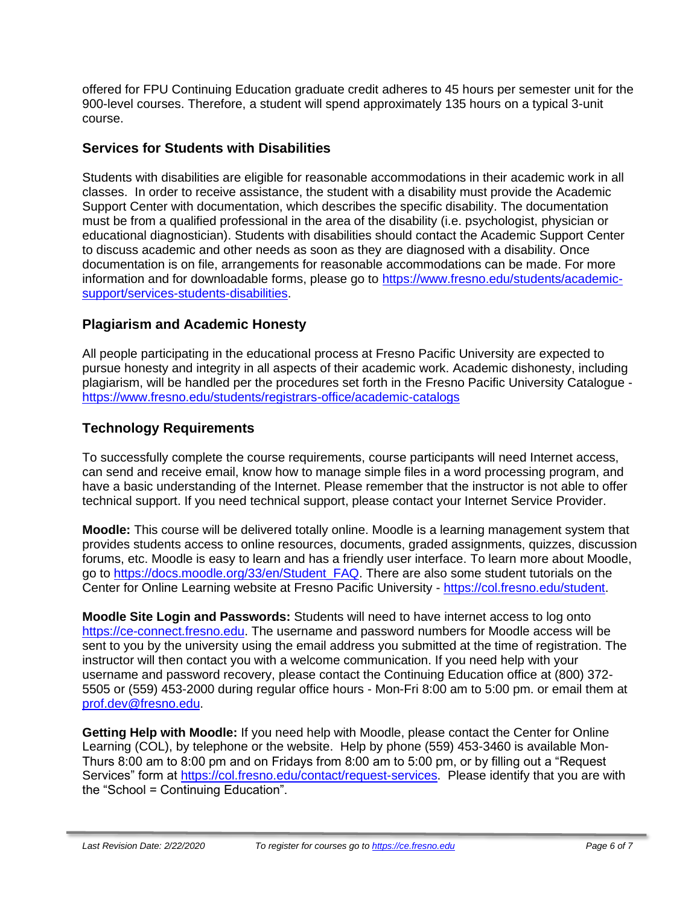offered for FPU Continuing Education graduate credit adheres to 45 hours per semester unit for the 900-level courses. Therefore, a student will spend approximately 135 hours on a typical 3-unit course.

## Services for Students with Disabilities

Students with disabilities are eligible for reasonable accommodations in their academic work in all classes. In order to receive assistance, the student with a disability must provide the Academic Support Center with documentation, which describes the specific disability. The documentation must be from a qualified professional in the area of the disability (i.e. psychologist, physician or educational diagnostician). Students with disabilities should contact the Academic Support Center to discuss academic and other needs as soon as they are diagnosed with a disability. Once documentation is on file, arrangements for reasonable accommodations can be made. For more information and for downloadable forms, please go to [https://www.fresno.edu/students/academic-support/services-students-disabilities](https://www.fresno.edu/students/academic-support/services-students-disabilities).

## Plagiarism and Academic Honesty

All people participating in the educational process at Fresno Pacific University are expected to pursue honesty and integrity in all aspects of their academic work. Academic dishonesty, including plagiarism, will be handled per the procedures set forth in the Fresno Pacific University Catalogue - [https://www.fresno.edu/students/registrars-office/academic-catalogs](https://www.fresno.edu/students/registrars-office/academic-catalogs)

## Technology Requirements

To successfully complete the course requirements, course participants will need Internet access, can send and receive email, know how to manage simple files in a word processing program, and have a basic understanding of the Internet. Please remember that the instructor is not able to offer technical support. If you need technical support, please contact your Internet Service Provider.

**Moodle:** This course will be delivered totally online. Moodle is a learning management system that provides students access to online resources, documents, graded assignments, quizzes, discussion forums, etc. Moodle is easy to learn and has a friendly user interface. To learn more about Moodle, go to [https://docs.moodle.org/33/en/Student_FAQ](https://docs.moodle.org/33/en/Student_FAQ). There are also some student tutorials on the Center for Online Learning website at Fresno Pacific University - [https://col.fresno.edu/student](https://col.fresno.edu/student).

**Moodle Site Login and Passwords:** Students will need to have internet access to log onto [https://ce-connect.fresno.edu](https://ce-connect.fresno.edu). The username and password numbers for Moodle access will be sent to you by the university using the email address you submitted at the time of registration. The instructor will then contact you with a welcome communication. If you need help with your username and password recovery, please contact the Continuing Education office at (800) 372-5505 or (559) 453-2000 during regular office hours - Mon-Fri 8:00 am to 5:00 pm. or email them at [prof.dev@fresno.edu](mailto:prof.dev@fresno.edu).

**Getting Help with Moodle:** If you need help with Moodle, please contact the Center for Online Learning (COL), by telephone or the website. Help by phone (559) 453-3460 is available Mon-Thurs 8:00 am to 8:00 pm and on Fridays from 8:00 am to 5:00 pm, or by filling out a "Request Services" form at [https://col.fresno.edu/contact/request-services](https://col.fresno.edu/contact/request-services). Please identify that you are with the "School = Continuing Education".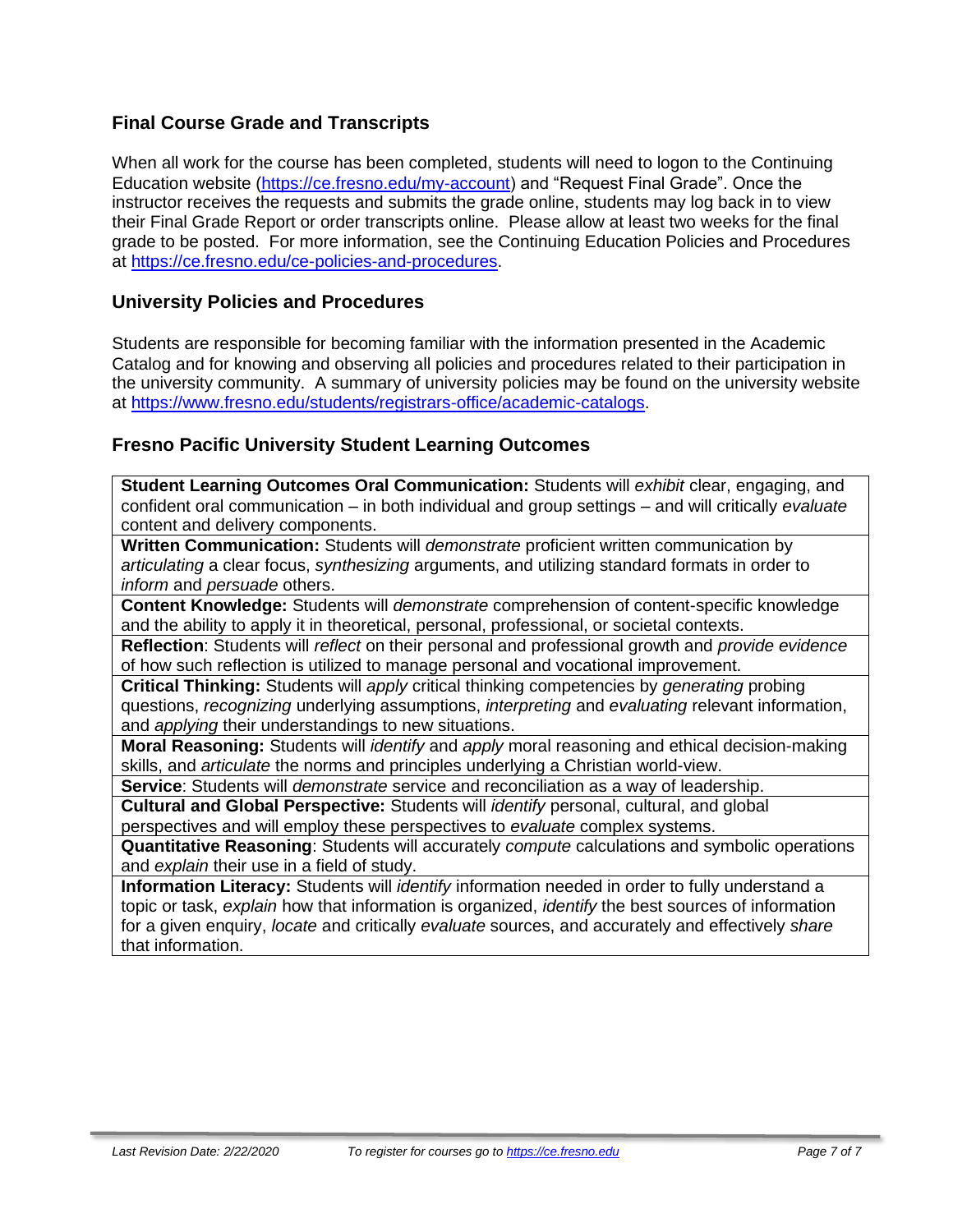## Final Course Grade and Transcripts

When all work for the course has been completed, students will need to logon to the Continuing Education website (https://ce.fresno.edu/my-account) and "Request Final Grade". Once the instructor receives the requests and submits the grade online, students may log back in to view their Final Grade Report or order transcripts online. Please allow at least two weeks for the final grade to be posted. For more information, see the Continuing Education Policies and Procedures at https://ce.fresno.edu/ce-policies-and-procedures.

## University Policies and Procedures

Students are responsible for becoming familiar with the information presented in the Academic Catalog and for knowing and observing all policies and procedures related to their participation in the university community. A summary of university policies may be found on the university website at https://www.fresno.edu/students/registrars-office/academic-catalogs.

## Fresno Pacific University Student Learning Outcomes

| |
|---|
| **Student Learning Outcomes Oral Communication:** Students will *exhibit* clear, engaging, and confident oral communication – in both individual and group settings – and will critically *evaluate* content and delivery components. |
| **Written Communication:** Students will *demonstrate* proficient written communication by *articulating* a clear focus, *synthesizing* arguments, and utilizing standard formats in order to *inform* and *persuade* others. |
| **Content Knowledge:** Students will *demonstrate* comprehension of content-specific knowledge and the ability to apply it in theoretical, personal, professional, or societal contexts. |
| **Reflection**: Students will *reflect* on their personal and professional growth and *provide evidence* of how such reflection is utilized to manage personal and vocational improvement. |
| **Critical Thinking:** Students will *apply* critical thinking competencies by *generating* probing questions, *recognizing* underlying assumptions, *interpreting* and *evaluating* relevant information, and *applying* their understandings to new situations. |
| **Moral Reasoning:** Students will *identify* and *apply* moral reasoning and ethical decision-making skills, and *articulate* the norms and principles underlying a Christian world-view. |
| **Service**: Students will *demonstrate* service and reconciliation as a way of leadership. |
| **Cultural and Global Perspective:** Students will *identify* personal, cultural, and global perspectives and will employ these perspectives to *evaluate* complex systems. |
| **Quantitative Reasoning**: Students will accurately *compute* calculations and symbolic operations and *explain* their use in a field of study. |
| **Information Literacy:** Students will *identify* information needed in order to fully understand a topic or task, *explain* how that information is organized, *identify* the best sources of information for a given enquiry, *locate* and critically *evaluate* sources, and accurately and effectively *share* that information. |